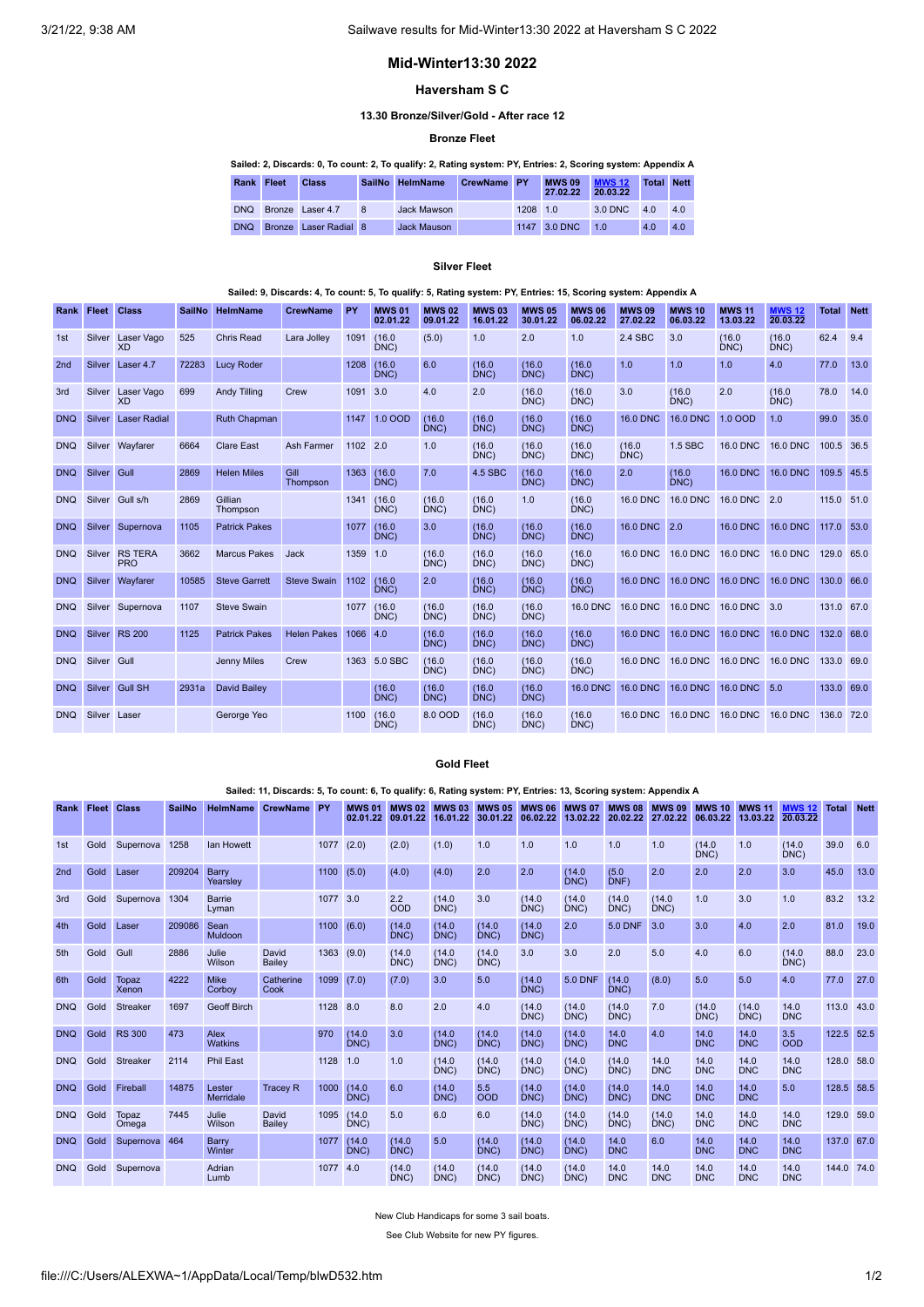# Mid-Winter13:30 2022

## Haversham S C

### 13.30 Bronze/Silver/Gold - After race 12

#### Bronze Fleet

**Sailed: 2, Discards: 0, To count: 2, To qualify: 2, Rating system: PY, Entries: 2, Scoring system: Appendix A**

| Rank | Fleet | Class | SailNo | HelmName | CrewName | PY | MWS 09 27.02.22 | MWS 12 20.03.22 | Total | Nett |
|---|---|---|---|---|---|---|---|---|---|---|
| DNQ | Bronze | Laser 4.7 | 8 | Jack Mawson | | 1208 | 1.0 | 3.0 DNC | 4.0 | 4.0 |
| DNQ | Bronze | Laser Radial | 8 | Jack Mauson | | 1147 | 3.0 DNC | 1.0 | 4.0 | 4.0 |

#### Silver Fleet

**Sailed: 9, Discards: 4, To count: 5, To qualify: 5, Rating system: PY, Entries: 15, Scoring system: Appendix A**

| Rank | Fleet | Class | SailNo | HelmName | CrewName | PY | MWS 01 02.01.22 | MWS 02 09.01.22 | MWS 03 16.01.22 | MWS 05 30.01.22 | MWS 06 06.02.22 | MWS 09 27.02.22 | MWS 10 06.03.22 | MWS 11 13.03.22 | MWS 12 20.03.22 | Total | Nett |
|---|---|---|---|---|---|---|---|---|---|---|---|---|---|---|---|---|---|
| 1st | Silver | Laser Vago XD | 525 | Chris Read | Lara Jolley | 1091 | (16.0 DNC) | (5.0) | 1.0 | 2.0 | 1.0 | 2.4 SBC | 3.0 | (16.0 DNC) | (16.0 DNC) | 62.4 | 9.4 |
| 2nd | Silver | Laser 4.7 | 72283 | Lucy Roder | | 1208 | (16.0 DNC) | 6.0 | (16.0 DNC) | (16.0 DNC) | (16.0 DNC) | 1.0 | 1.0 | 1.0 | 4.0 | 77.0 | 13.0 |
| 3rd | Silver | Laser Vago XD | 699 | Andy Tilling | Crew | 1091 | 3.0 | 4.0 | 2.0 | (16.0 DNC) | (16.0 DNC) | 3.0 | (16.0 DNC) | 2.0 | (16.0 DNC) | 78.0 | 14.0 |
| DNQ | Silver | Laser Radial | | Ruth Chapman | | 1147 | 1.0 OOD | (16.0 DNC) | (16.0 DNC) | (16.0 DNC) | (16.0 DNC) | 16.0 DNC | 16.0 DNC | 1.0 OOD | 1.0 | 99.0 | 35.0 |
| DNQ | Silver | Wayfarer | 6664 | Clare East | Ash Farmer | 1102 | 2.0 | 1.0 | (16.0 DNC) | (16.0 DNC) | (16.0 DNC) | (16.0 DNC) | 1.5 SBC | 16.0 DNC | 16.0 DNC | 100.5 | 36.5 |
| DNQ | Silver | Gull | 2869 | Helen Miles | Gill Thompson | 1363 | (16.0 DNC) | 7.0 | 4.5 SBC | (16.0 DNC) | (16.0 DNC) | 2.0 | (16.0 DNC) | 16.0 DNC | 16.0 DNC | 109.5 | 45.5 |
| DNQ | Silver | Gull s/h | 2869 | Gillian Thompson | | 1341 | (16.0 DNC) | (16.0 DNC) | (16.0 DNC) | 1.0 | (16.0 DNC) | 16.0 DNC | 16.0 DNC | 16.0 DNC | 2.0 | 115.0 | 51.0 |
| DNQ | Silver | Supernova | 1105 | Patrick Pakes | | 1077 | (16.0 DNC) | 3.0 | (16.0 DNC) | (16.0 DNC) | (16.0 DNC) | 16.0 DNC | 2.0 | 16.0 DNC | 16.0 DNC | 117.0 | 53.0 |
| DNQ | Silver | RS TERA PRO | 3662 | Marcus Pakes | Jack | 1359 | 1.0 | (16.0 DNC) | (16.0 DNC) | (16.0 DNC) | (16.0 DNC) | 16.0 DNC | 16.0 DNC | 16.0 DNC | 16.0 DNC | 129.0 | 65.0 |
| DNQ | Silver | Wayfarer | 10585 | Steve Garrett | Steve Swain | 1102 | (16.0 DNC) | 2.0 | (16.0 DNC) | (16.0 DNC) | (16.0 DNC) | 16.0 DNC | 16.0 DNC | 16.0 DNC | 16.0 DNC | 130.0 | 66.0 |
| DNQ | Silver | Supernova | 1107 | Steve Swain | | 1077 | (16.0 DNC) | (16.0 DNC) | (16.0 DNC) | (16.0 DNC) | 16.0 DNC | 16.0 DNC | 16.0 DNC | 16.0 DNC | 3.0 | 131.0 | 67.0 |
| DNQ | Silver | RS 200 | 1125 | Patrick Pakes | Helen Pakes | 1066 | 4.0 | (16.0 DNC) | (16.0 DNC) | (16.0 DNC) | (16.0 DNC) | 16.0 DNC | 16.0 DNC | 16.0 DNC | 16.0 DNC | 132.0 | 68.0 |
| DNQ | Silver | Gull | | Jenny Miles | Crew | 1363 | 5.0 SBC | (16.0 DNC) | (16.0 DNC) | (16.0 DNC) | (16.0 DNC) | 16.0 DNC | 16.0 DNC | 16.0 DNC | 16.0 DNC | 133.0 | 69.0 |
| DNQ | Silver | Gull SH | 2931a | David Bailey | | | (16.0 DNC) | (16.0 DNC) | (16.0 DNC) | (16.0 DNC) | 16.0 DNC | 16.0 DNC | 16.0 DNC | 16.0 DNC | 5.0 | 133.0 | 69.0 |
| DNQ | Silver | Laser | | Gerorge Yeo | | 1100 | (16.0 DNC) | 8.0 OOD | (16.0 DNC) | (16.0 DNC) | (16.0 DNC) | 16.0 DNC | 16.0 DNC | 16.0 DNC | 16.0 DNC | 136.0 | 72.0 |

#### Gold Fleet

**Sailed: 11, Discards: 5, To count: 6, To qualify: 6, Rating system: PY, Entries: 13, Scoring system: Appendix A**

| Rank | Fleet | Class | SailNo | HelmName | CrewName | PY | MWS 01 02.01.22 | MWS 02 09.01.22 | MWS 03 16.01.22 | MWS 05 30.01.22 | MWS 06 06.02.22 | MWS 07 13.02.22 | MWS 08 20.02.22 | MWS 09 27.02.22 | MWS 10 06.03.22 | MWS 11 13.03.22 | MWS 12 20.03.22 | Total | Nett |
|---|---|---|---|---|---|---|---|---|---|---|---|---|---|---|---|---|---|---|---|
| 1st | Gold | Supernova | 1258 | Ian Howett | | 1077 | (2.0) | (2.0) | (1.0) | 1.0 | 1.0 | 1.0 | 1.0 | 1.0 | (14.0 DNC) | 1.0 | (14.0 DNC) | 39.0 | 6.0 |
| 2nd | Gold | Laser | 209204 | Barry Yearsley | | 1100 | (5.0) | (4.0) | (4.0) | 2.0 | 2.0 | (14.0 DNC) | (5.0 DNF) | 2.0 | 2.0 | 2.0 | 3.0 | 45.0 | 13.0 |
| 3rd | Gold | Supernova | 1304 | Barrie Lyman | | 1077 | 3.0 | 2.2 OOD | (14.0 DNC) | 3.0 | (14.0 DNC) | (14.0 DNC) | (14.0 DNC) | (14.0 DNC) | 1.0 | 3.0 | 1.0 | 83.2 | 13.2 |
| 4th | Gold | Laser | 209086 | Sean Muldoon | | 1100 | (6.0) | (14.0 DNC) | (14.0 DNC) | (14.0 DNC) | (14.0 DNC) | 2.0 | 5.0 DNF | 3.0 | 3.0 | 4.0 | 2.0 | 81.0 | 19.0 |
| 5th | Gold | Gull | 2886 | Julie Wilson | David Bailey | 1363 | (9.0) | (14.0 DNC) | (14.0 DNC) | (14.0 DNC) | 3.0 | 3.0 | 2.0 | 5.0 | 4.0 | 6.0 | (14.0 DNC) | 88.0 | 23.0 |
| 6th | Gold | Topaz Xenon | 4222 | Mike Corboy | Catherine Cook | 1099 | (7.0) | (7.0) | 3.0 | 5.0 | (14.0 DNC) | 5.0 DNF | (14.0 DNC) | (8.0) | 5.0 | 5.0 | 4.0 | 77.0 | 27.0 |
| DNQ | Gold | Streaker | 1697 | Geoff Birch | | 1128 | 8.0 | 8.0 | 2.0 | 4.0 | (14.0 DNC) | (14.0 DNC) | (14.0 DNC) | 7.0 | (14.0 DNC) | (14.0 DNC) | 14.0 DNC | 113.0 | 43.0 |
| DNQ | Gold | RS 300 | 473 | Alex Watkins | | 970 | (14.0 DNC) | 3.0 | (14.0 DNC) | (14.0 DNC) | (14.0 DNC) | (14.0 DNC) | 14.0 DNC | 4.0 | 14.0 DNC | 14.0 DNC | 3.5 OOD | 122.5 | 52.5 |
| DNQ | Gold | Streaker | 2114 | Phil East | | 1128 | 1.0 | 1.0 | (14.0 DNC) | (14.0 DNC) | (14.0 DNC) | (14.0 DNC) | (14.0 DNC) | 14.0 DNC | 14.0 DNC | 14.0 DNC | 14.0 DNC | 128.0 | 58.0 |
| DNQ | Gold | Fireball | 14875 | Lester Merridale | Tracey R | 1000 | (14.0 DNC) | 6.0 | (14.0 DNC) | 5.5 OOD | (14.0 DNC) | (14.0 DNC) | (14.0 DNC) | 14.0 DNC | 14.0 DNC | 14.0 DNC | 5.0 | 128.5 | 58.5 |
| DNQ | Gold | Topaz Omega | 7445 | Julie Wilson | David Bailey | 1095 | (14.0 DNC) | 5.0 | 6.0 | 6.0 | (14.0 DNC) | (14.0 DNC) | (14.0 DNC) | (14.0 DNC) | 14.0 DNC | 14.0 DNC | 14.0 DNC | 129.0 | 59.0 |
| DNQ | Gold | Supernova | 464 | Barry Winter | | 1077 | (14.0 DNC) | (14.0 DNC) | 5.0 | (14.0 DNC) | (14.0 DNC) | (14.0 DNC) | 14.0 DNC | 6.0 | 14.0 DNC | 14.0 DNC | 14.0 DNC | 137.0 | 67.0 |
| DNQ | Gold | Supernova | | Adrian Lumb | | 1077 | 4.0 | (14.0 DNC) | (14.0 DNC) | (14.0 DNC) | (14.0 DNC) | (14.0 DNC) | 14.0 DNC | 14.0 DNC | 14.0 DNC | 14.0 DNC | 14.0 DNC | 144.0 | 74.0 |

New Club Handicaps for some 3 sail boats.

See Club Website for new PY figures.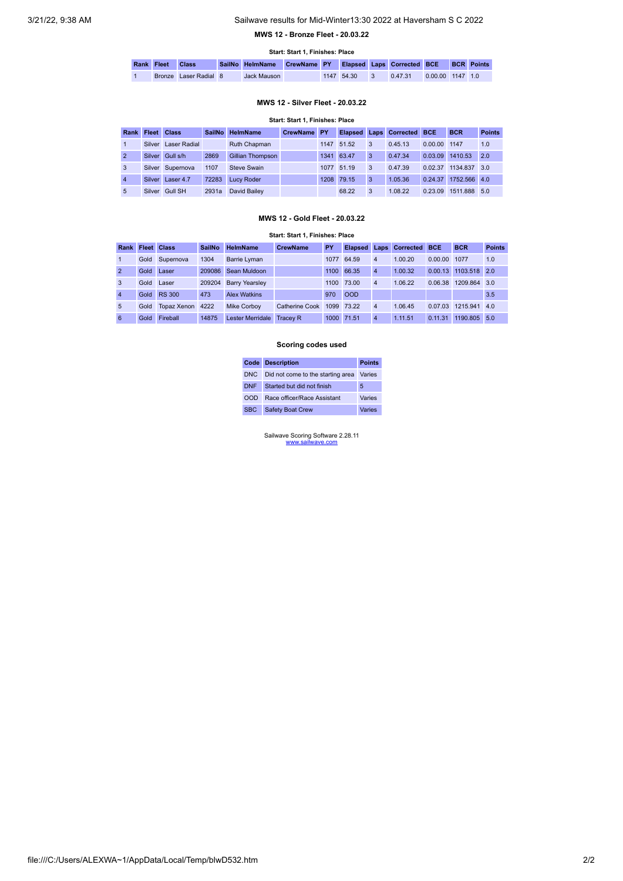### MWS 12 - Bronze Fleet - 20.03.22

**Start: Start 1, Finishes: Place**

| Rank | Fleet | Class | SailNo | HelmName | CrewName | PY | Elapsed | Laps | Corrected | BCE | BCR | Points |
|---|---|---|---|---|---|---|---|---|---|---|---|---|
| 1 | Bronze | Laser Radial | 8 | Jack Mauson | | 1147 | 54.30 | 3 | 0.47.31 | 0.00.00 | 1147 | 1.0 |

### MWS 12 - Silver Fleet - 20.03.22

**Start: Start 1, Finishes: Place**

| Rank | Fleet | Class | SailNo | HelmName | CrewName | PY | Elapsed | Laps | Corrected | BCE | BCR | Points |
|---|---|---|---|---|---|---|---|---|---|---|---|---|
| 1 | Silver | Laser Radial | | Ruth Chapman | | 1147 | 51.52 | 3 | 0.45.13 | 0.00.00 | 1147 | 1.0 |
| 2 | Silver | Gull s/h | 2869 | Gillian Thompson | | 1341 | 63.47 | 3 | 0.47.34 | 0.03.09 | 1410.53 | 2.0 |
| 3 | Silver | Supernova | 1107 | Steve Swain | | 1077 | 51.19 | 3 | 0.47.39 | 0.02.37 | 1134.837 | 3.0 |
| 4 | Silver | Laser 4.7 | 72283 | Lucy Roder | | 1208 | 79.15 | 3 | 1.05.36 | 0.24.37 | 1752.566 | 4.0 |
| 5 | Silver | Gull SH | 2931a | David Bailey | | | 68.22 | 3 | 1.08.22 | 0.23.09 | 1511.888 | 5.0 |

### MWS 12 - Gold Fleet - 20.03.22

**Start: Start 1, Finishes: Place**

| Rank | Fleet | Class | SailNo | HelmName | CrewName | PY | Elapsed | Laps | Corrected | BCE | BCR | Points |
|---|---|---|---|---|---|---|---|---|---|---|---|---|
| 1 | Gold | Supernova | 1304 | Barrie Lyman | | 1077 | 64.59 | 4 | 1.00.20 | 0.00.00 | 1077 | 1.0 |
| 2 | Gold | Laser | 209086 | Sean Muldoon | | 1100 | 66.35 | 4 | 1.00.32 | 0.00.13 | 1103.518 | 2.0 |
| 3 | Gold | Laser | 209204 | Barry Yearsley | | 1100 | 73.00 | 4 | 1.06.22 | 0.06.38 | 1209.864 | 3.0 |
| 4 | Gold | RS 300 | 473 | Alex Watkins | | 970 | OOD | | | | | 3.5 |
| 5 | Gold | Topaz Xenon | 4222 | Mike Corboy | Catherine Cook | 1099 | 73.22 | 4 | 1.06.45 | 0.07.03 | 1215.941 | 4.0 |
| 6 | Gold | Fireball | 14875 | Lester Merridale | Tracey R | 1000 | 71.51 | 4 | 1.11.51 | 0.11.31 | 1190.805 | 5.0 |

### Scoring codes used

| Code | Description | Points |
|---|---|---|
| DNC | Did not come to the starting area | Varies |
| DNF | Started but did not finish | 5 |
| OOD | Race officer/Race Assistant | Varies |
| SBC | Safety Boat Crew | Varies |

Sailwave Scoring Software 2.28.11
www.sailwave.com